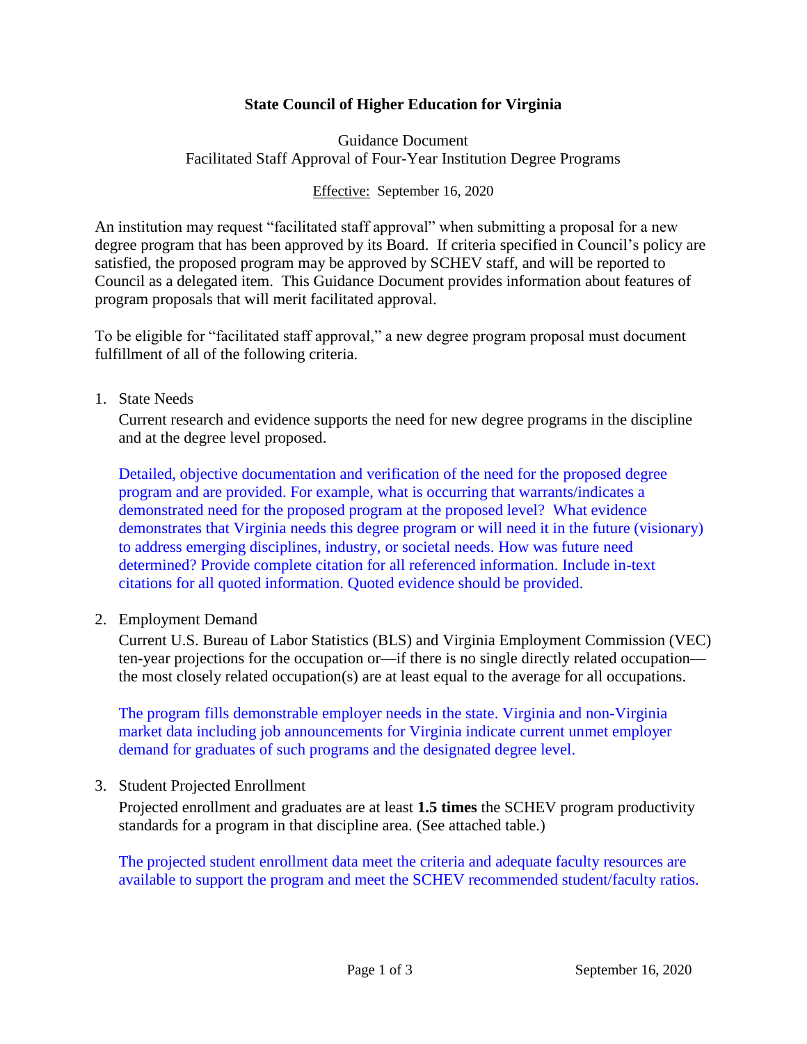# State Council of Higher Education for Virginia

Guidance Document
Facilitated Staff Approval of Four-Year Institution Degree Programs

Effective: September 16, 2020

An institution may request "facilitated staff approval" when submitting a proposal for a new degree program that has been approved by its Board. If criteria specified in Council's policy are satisfied, the proposed program may be approved by SCHEV staff, and will be reported to Council as a delegated item. This Guidance Document provides information about features of program proposals that will merit facilitated approval.

To be eligible for "facilitated staff approval," a new degree program proposal must document fulfillment of all of the following criteria.

1. State Needs

   Current research and evidence supports the need for new degree programs in the discipline and at the degree level proposed.

   Detailed, objective documentation and verification of the need for the proposed degree program and are provided. For example, what is occurring that warrants/indicates a demonstrated need for the proposed program at the proposed level? What evidence demonstrates that Virginia needs this degree program or will need it in the future (visionary) to address emerging disciplines, industry, or societal needs. How was future need determined? Provide complete citation for all referenced information. Include in-text citations for all quoted information. Quoted evidence should be provided.

2. Employment Demand

   Current U.S. Bureau of Labor Statistics (BLS) and Virginia Employment Commission (VEC) ten-year projections for the occupation or—if there is no single directly related occupation—the most closely related occupation(s) are at least equal to the average for all occupations.

   The program fills demonstrable employer needs in the state. Virginia and non-Virginia market data including job announcements for Virginia indicate current unmet employer demand for graduates of such programs and the designated degree level.

3. Student Projected Enrollment

   Projected enrollment and graduates are at least **1.5 times** the SCHEV program productivity standards for a program in that discipline area. (See attached table.)

   The projected student enrollment data meet the criteria and adequate faculty resources are available to support the program and meet the SCHEV recommended student/faculty ratios.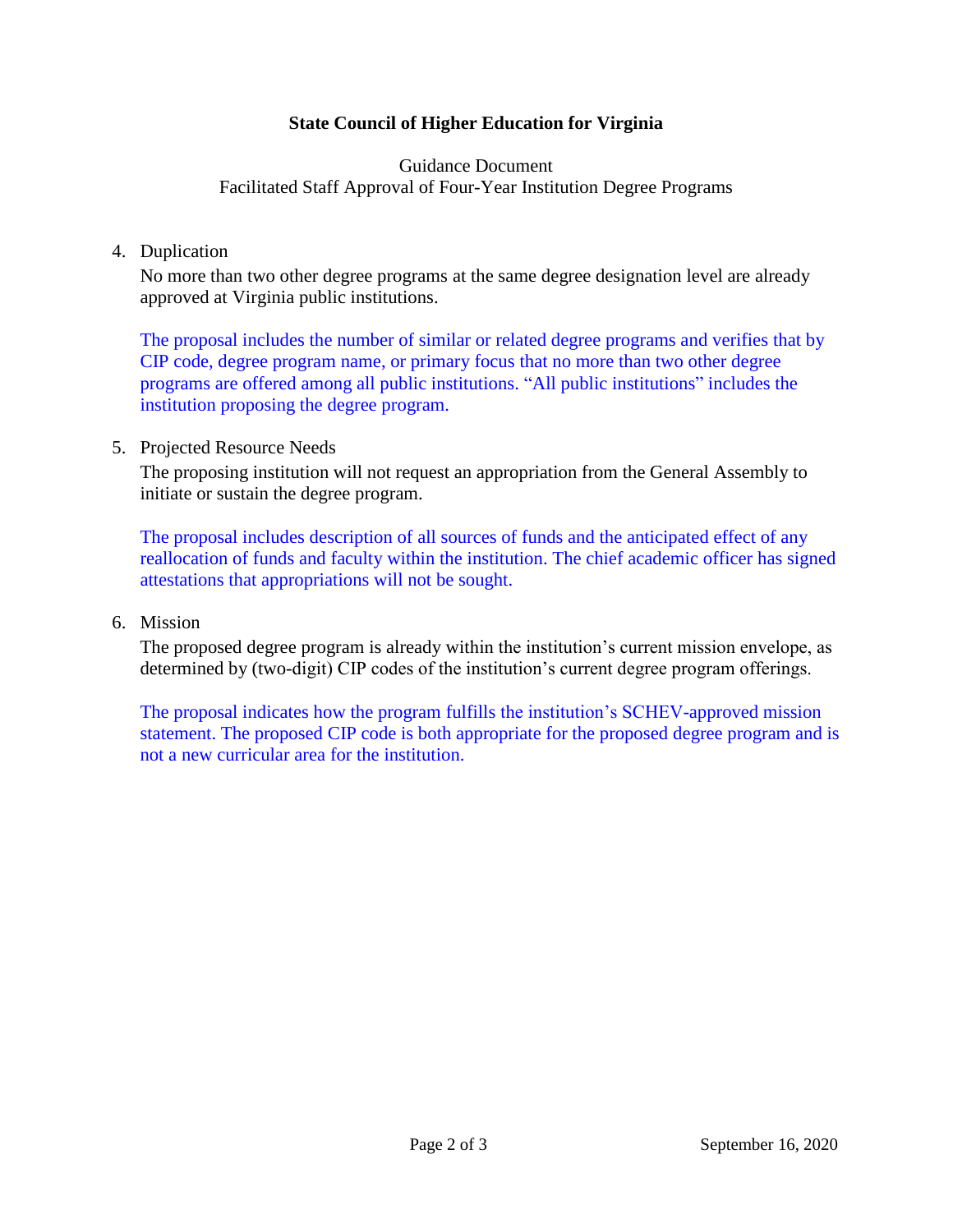**State Council of Higher Education for Virginia**

Guidance Document
Facilitated Staff Approval of Four-Year Institution Degree Programs

4. Duplication

   No more than two other degree programs at the same degree designation level are already approved at Virginia public institutions.

   The proposal includes the number of similar or related degree programs and verifies that by CIP code, degree program name, or primary focus that no more than two other degree programs are offered among all public institutions. "All public institutions" includes the institution proposing the degree program.

5. Projected Resource Needs

   The proposing institution will not request an appropriation from the General Assembly to initiate or sustain the degree program.

   The proposal includes description of all sources of funds and the anticipated effect of any reallocation of funds and faculty within the institution. The chief academic officer has signed attestations that appropriations will not be sought.

6. Mission

   The proposed degree program is already within the institution's current mission envelope, as determined by (two-digit) CIP codes of the institution's current degree program offerings.

   The proposal indicates how the program fulfills the institution's SCHEV-approved mission statement. The proposed CIP code is both appropriate for the proposed degree program and is not a new curricular area for the institution.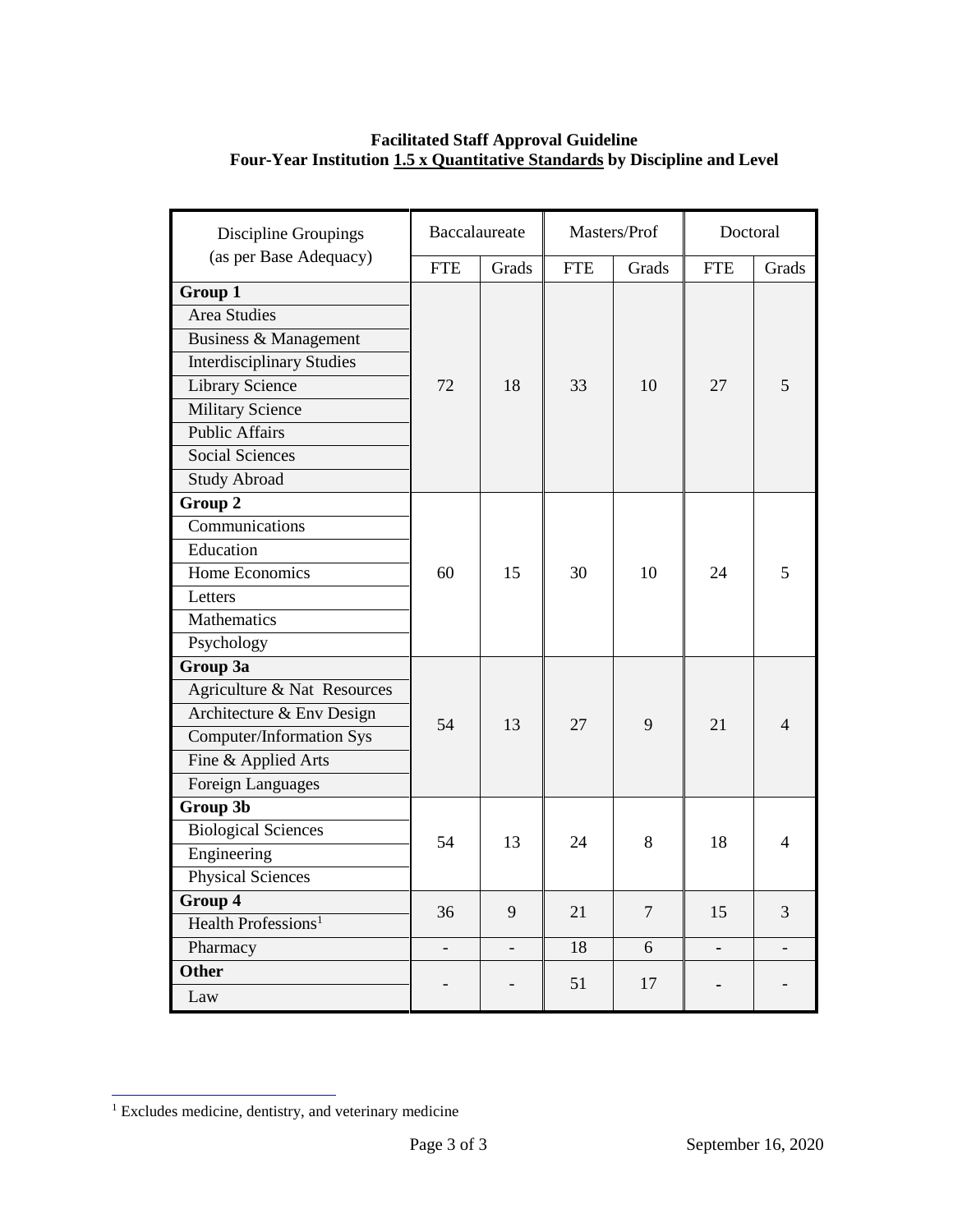**Facilitated Staff Approval Guideline**
**Four-Year Institution 1.5 x Quantitative Standards by Discipline and Level**

| Discipline Groupings (as per Base Adequacy) | Baccalaureate | | Masters/Prof | | Doctoral | |
|---|---|---|---|---|---|---|
| | FTE | Grads | FTE | Grads | FTE | Grads |
| **Group 1** | | | | | | |
| Area Studies | 72 | 18 | 33 | 10 | 27 | 5 |
| Business & Management | | | | | | |
| Interdisciplinary Studies | | | | | | |
| Library Science | | | | | | |
| Military Science | | | | | | |
| Public Affairs | | | | | | |
| Social Sciences | | | | | | |
| Study Abroad | | | | | | |
| **Group 2** | | | | | | |
| Communications | 60 | 15 | 30 | 10 | 24 | 5 |
| Education | | | | | | |
| Home Economics | | | | | | |
| Letters | | | | | | |
| Mathematics | | | | | | |
| Psychology | | | | | | |
| **Group 3a** | | | | | | |
| Agriculture & Nat Resources | 54 | 13 | 27 | 9 | 21 | 4 |
| Architecture & Env Design | | | | | | |
| Computer/Information Sys | | | | | | |
| Fine & Applied Arts | | | | | | |
| Foreign Languages | | | | | | |
| **Group 3b** | | | | | | |
| Biological Sciences | 54 | 13 | 24 | 8 | 18 | 4 |
| Engineering | | | | | | |
| Physical Sciences | | | | | | |
| **Group 4** | | | | | | |
| Health Professions[1] | 36 | 9 | 21 | 7 | 15 | 3 |
| Pharmacy | - | - | 18 | 6 | - | - |
| **Other** | | | | | | |
| Law | - | - | 51 | 17 | - | - |

[1] Excludes medicine, dentistry, and veterinary medicine

September 16, 2020